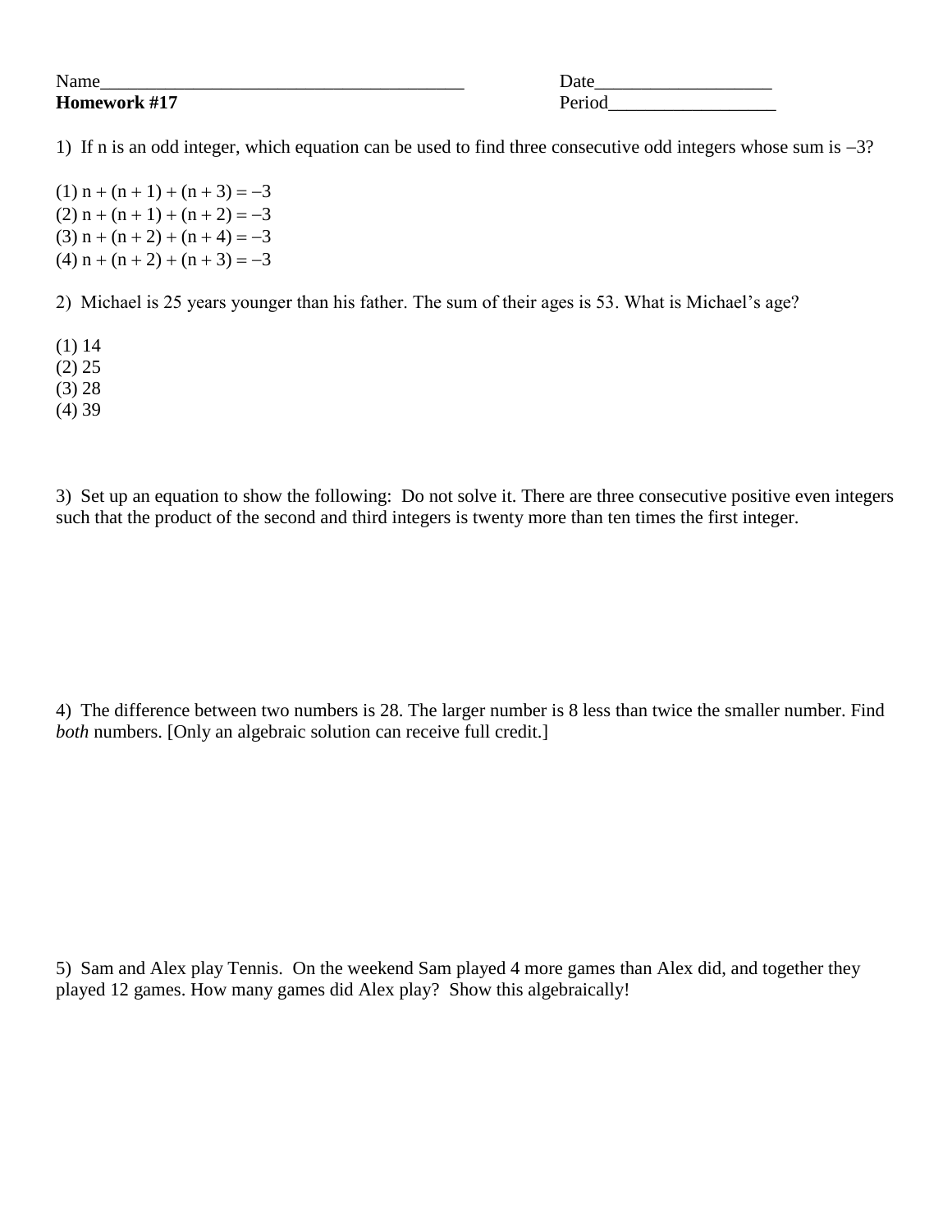Name________________________________________ Date___________________

**Homework #17** Period__________________

1) If n is an odd integer, which equation can be used to find three consecutive odd integers whose sum is –3?

(1) $n + (n + 1) + (n + 3) = -3$
(2) $n + (n + 1) + (n + 2) = -3$
(3) $n + (n + 2) + (n + 4) = -3$
(4) $n + (n + 2) + (n + 3) = -3$

2) Michael is 25 years younger than his father. The sum of their ages is 53. What is Michael's age?

(1) 14
(2) 25
(3) 28
(4) 39

3) Set up an equation to show the following: Do not solve it. There are three consecutive positive even integers such that the product of the second and third integers is twenty more than ten times the first integer.

4) The difference between two numbers is 28. The larger number is 8 less than twice the smaller number. Find *both* numbers. [Only an algebraic solution can receive full credit.]

5) Sam and Alex play Tennis. On the weekend Sam played 4 more games than Alex did, and together they played 12 games. How many games did Alex play? Show this algebraically!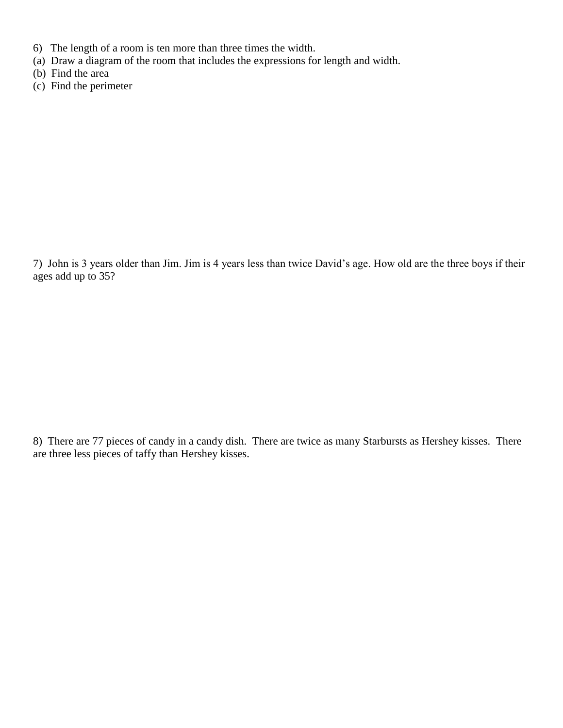6) The length of a room is ten more than three times the width.

(a) Draw a diagram of the room that includes the expressions for length and width.

(b) Find the area

(c) Find the perimeter

7) John is 3 years older than Jim. Jim is 4 years less than twice David's age. How old are the three boys if their ages add up to 35?

8) There are 77 pieces of candy in a candy dish. There are twice as many Starbursts as Hershey kisses. There are three less pieces of taffy than Hershey kisses.